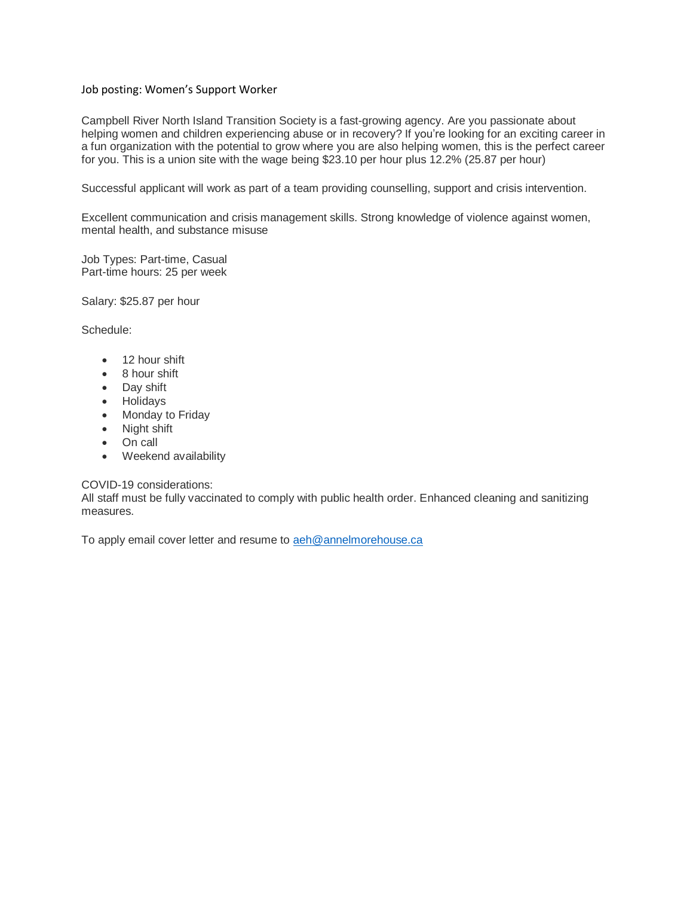# Job posting: Women's Support Worker

Campbell River North Island Transition Society is a fast-growing agency. Are you passionate about helping women and children experiencing abuse or in recovery? If you're looking for an exciting career in a fun organization with the potential to grow where you are also helping women, this is the perfect career for you. This is a union site with the wage being $23.10 per hour plus 12.2% (25.87 per hour)

Successful applicant will work as part of a team providing counselling, support and crisis intervention.

Excellent communication and crisis management skills. Strong knowledge of violence against women, mental health, and substance misuse

Job Types: Part-time, Casual
Part-time hours: 25 per week

Salary: $25.87 per hour

Schedule:

- 12 hour shift
- 8 hour shift
- Day shift
- Holidays
- Monday to Friday
- Night shift
- On call
- Weekend availability

COVID-19 considerations:
All staff must be fully vaccinated to comply with public health order. Enhanced cleaning and sanitizing measures.

To apply email cover letter and resume to aeh@annelmorehouse.ca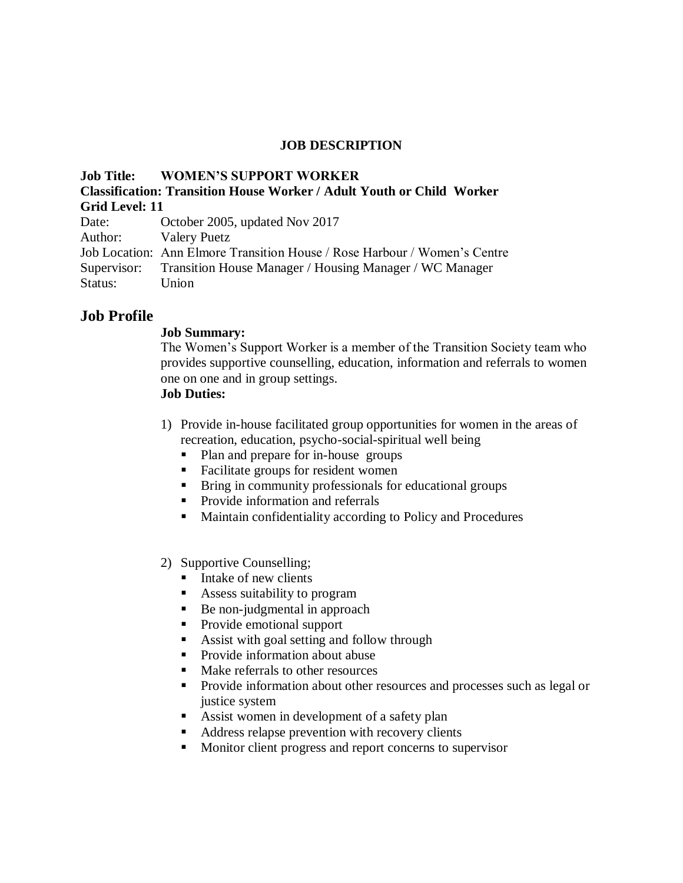## JOB DESCRIPTION

**Job Title: WOMEN'S SUPPORT WORKER**
**Classification: Transition House Worker / Adult Youth or Child Worker**
**Grid Level: 11**

Date: October 2005, updated Nov 2017
Author: Valery Puetz
Job Location: Ann Elmore Transition House / Rose Harbour / Women's Centre
Supervisor: Transition House Manager / Housing Manager / WC Manager
Status: Union

# Job Profile

**Job Summary:**
The Women's Support Worker is a member of the Transition Society team who provides supportive counselling, education, information and referrals to women one on one and in group settings.

**Job Duties:**

1) Provide in-house facilitated group opportunities for women in the areas of recreation, education, psycho-social-spiritual well being
   - Plan and prepare for in-house groups
   - Facilitate groups for resident women
   - Bring in community professionals for educational groups
   - Provide information and referrals
   - Maintain confidentiality according to Policy and Procedures

2) Supportive Counselling;
   - Intake of new clients
   - Assess suitability to program
   - Be non-judgmental in approach
   - Provide emotional support
   - Assist with goal setting and follow through
   - Provide information about abuse
   - Make referrals to other resources
   - Provide information about other resources and processes such as legal or justice system
   - Assist women in development of a safety plan
   - Address relapse prevention with recovery clients
   - Monitor client progress and report concerns to supervisor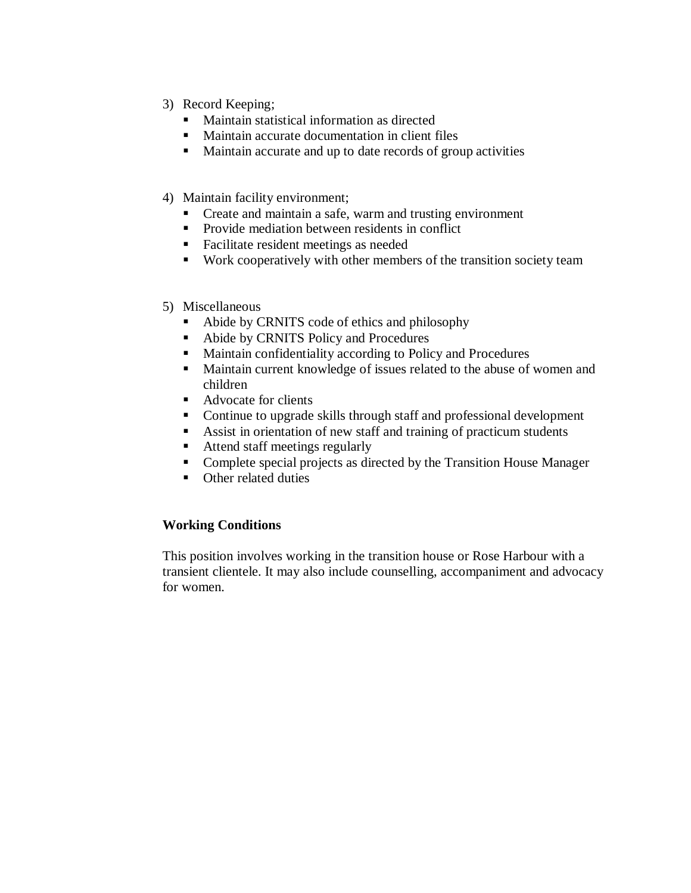3) Record Keeping;
   - Maintain statistical information as directed
   - Maintain accurate documentation in client files
   - Maintain accurate and up to date records of group activities

4) Maintain facility environment;
   - Create and maintain a safe, warm and trusting environment
   - Provide mediation between residents in conflict
   - Facilitate resident meetings as needed
   - Work cooperatively with other members of the transition society team

5) Miscellaneous
   - Abide by CRNITS code of ethics and philosophy
   - Abide by CRNITS Policy and Procedures
   - Maintain confidentiality according to Policy and Procedures
   - Maintain current knowledge of issues related to the abuse of women and children
   - Advocate for clients
   - Continue to upgrade skills through staff and professional development
   - Assist in orientation of new staff and training of practicum students
   - Attend staff meetings regularly
   - Complete special projects as directed by the Transition House Manager
   - Other related duties

**Working Conditions**

This position involves working in the transition house or Rose Harbour with a transient clientele. It may also include counselling, accompaniment and advocacy for women.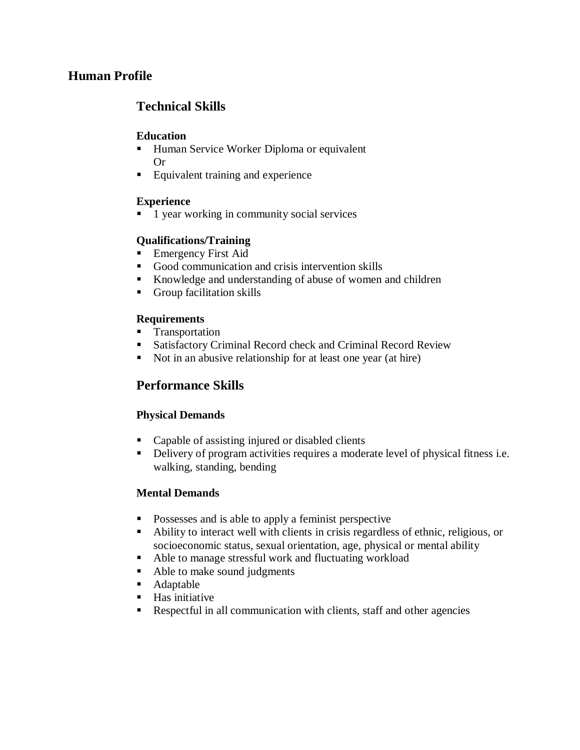# Human Profile

## Technical Skills

### Education

- Human Service Worker Diploma or equivalent
  Or
- Equivalent training and experience

### Experience

- 1 year working in community social services

### Qualifications/Training

- Emergency First Aid
- Good communication and crisis intervention skills
- Knowledge and understanding of abuse of women and children
- Group facilitation skills

### Requirements

- Transportation
- Satisfactory Criminal Record check and Criminal Record Review
- Not in an abusive relationship for at least one year (at hire)

## Performance Skills

### Physical Demands

- Capable of assisting injured or disabled clients
- Delivery of program activities requires a moderate level of physical fitness i.e. walking, standing, bending

### Mental Demands

- Possesses and is able to apply a feminist perspective
- Ability to interact well with clients in crisis regardless of ethnic, religious, or socioeconomic status, sexual orientation, age, physical or mental ability
- Able to manage stressful work and fluctuating workload
- Able to make sound judgments
- Adaptable
- Has initiative
- Respectful in all communication with clients, staff and other agencies